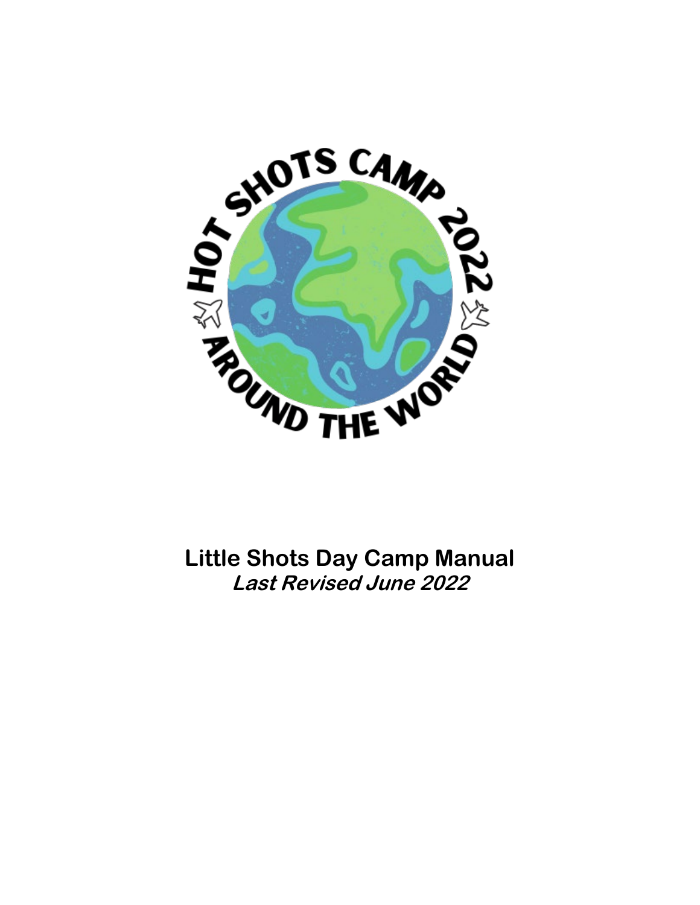HOT SHOTS CAMP 2022

AROUND THE WORLD

# Little Shots Day Camp Manual

***Last Revised June 2022***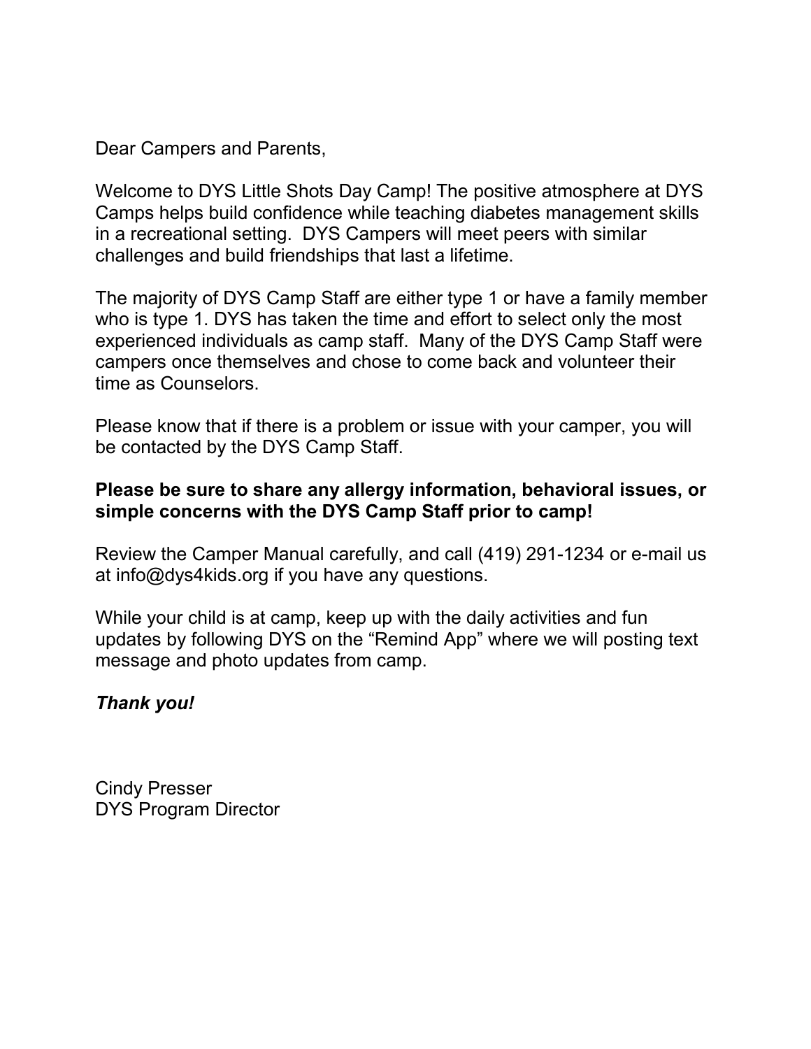Dear Campers and Parents,

Welcome to DYS Little Shots Day Camp! The positive atmosphere at DYS Camps helps build confidence while teaching diabetes management skills in a recreational setting. DYS Campers will meet peers with similar challenges and build friendships that last a lifetime.

The majority of DYS Camp Staff are either type 1 or have a family member who is type 1. DYS has taken the time and effort to select only the most experienced individuals as camp staff. Many of the DYS Camp Staff were campers once themselves and chose to come back and volunteer their time as Counselors.

Please know that if there is a problem or issue with your camper, you will be contacted by the DYS Camp Staff.

**Please be sure to share any allergy information, behavioral issues, or simple concerns with the DYS Camp Staff prior to camp!**

Review the Camper Manual carefully, and call (419) 291-1234 or e-mail us at info@dys4kids.org if you have any questions.

While your child is at camp, keep up with the daily activities and fun updates by following DYS on the "Remind App" where we will posting text message and photo updates from camp.

***Thank you!***

Cindy Presser
DYS Program Director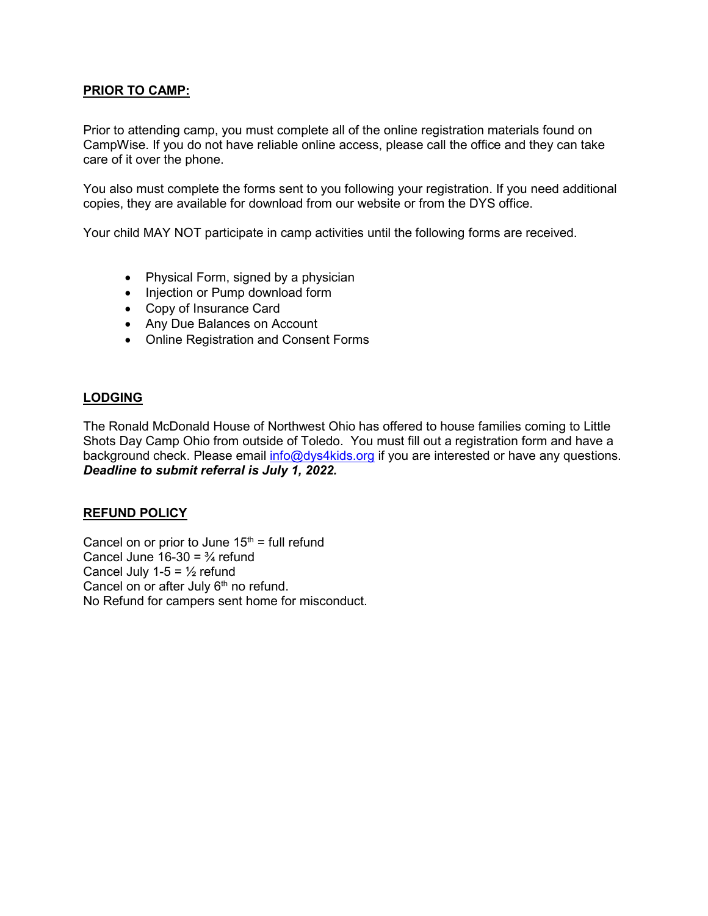**PRIOR TO CAMP:**

Prior to attending camp, you must complete all of the online registration materials found on CampWise. If you do not have reliable online access, please call the office and they can take care of it over the phone.

You also must complete the forms sent to you following your registration. If you need additional copies, they are available for download from our website or from the DYS office.

Your child MAY NOT participate in camp activities until the following forms are received.

- Physical Form, signed by a physician
- Injection or Pump download form
- Copy of Insurance Card
- Any Due Balances on Account
- Online Registration and Consent Forms

**LODGING**

The Ronald McDonald House of Northwest Ohio has offered to house families coming to Little Shots Day Camp Ohio from outside of Toledo. You must fill out a registration form and have a background check. Please email info@dys4kids.org if you are interested or have any questions. ***Deadline to submit referral is July 1, 2022.***

**REFUND POLICY**

Cancel on or prior to June 15th = full refund
Cancel June 16-30 = ¾ refund
Cancel July 1-5 = ½ refund
Cancel on or after July 6th no refund.
No Refund for campers sent home for misconduct.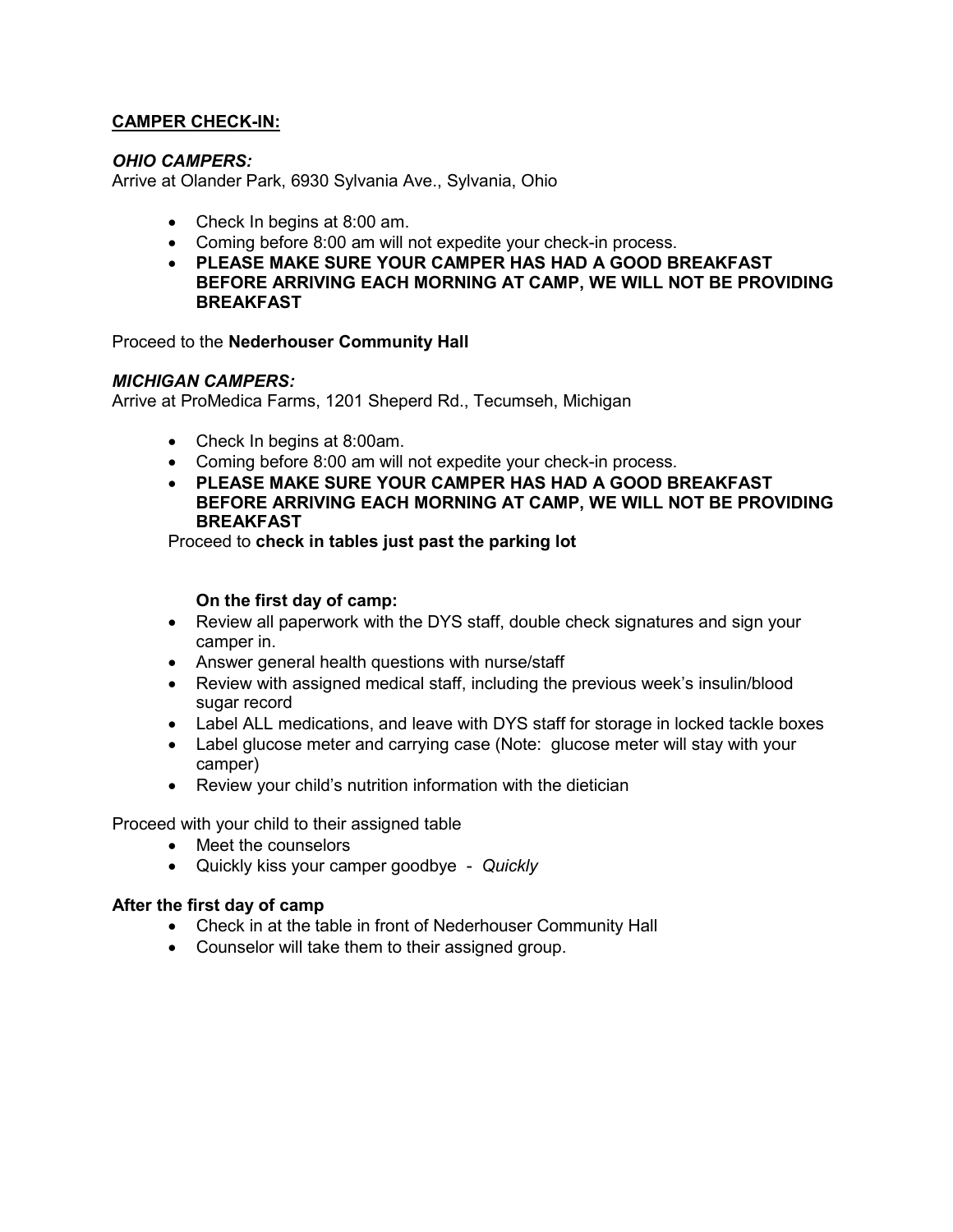## CAMPER CHECK-IN:

### *OHIO CAMPERS:*

Arrive at Olander Park, 6930 Sylvania Ave., Sylvania, Ohio

- Check In begins at 8:00 am.
- Coming before 8:00 am will not expedite your check-in process.
- **PLEASE MAKE SURE YOUR CAMPER HAS HAD A GOOD BREAKFAST BEFORE ARRIVING EACH MORNING AT CAMP, WE WILL NOT BE PROVIDING BREAKFAST**

Proceed to the **Nederhouser Community Hall**

### *MICHIGAN CAMPERS:*

Arrive at ProMedica Farms, 1201 Sheperd Rd., Tecumseh, Michigan

- Check In begins at 8:00am.
- Coming before 8:00 am will not expedite your check-in process.
- **PLEASE MAKE SURE YOUR CAMPER HAS HAD A GOOD BREAKFAST BEFORE ARRIVING EACH MORNING AT CAMP, WE WILL NOT BE PROVIDING BREAKFAST**

Proceed to **check in tables just past the parking lot**

**On the first day of camp:**

- Review all paperwork with the DYS staff, double check signatures and sign your camper in.
- Answer general health questions with nurse/staff
- Review with assigned medical staff, including the previous week's insulin/blood sugar record
- Label ALL medications, and leave with DYS staff for storage in locked tackle boxes
- Label glucose meter and carrying case (Note: glucose meter will stay with your camper)
- Review your child's nutrition information with the dietician

Proceed with your child to their assigned table

- Meet the counselors
- Quickly kiss your camper goodbye - *Quickly*

**After the first day of camp**

- Check in at the table in front of Nederhouser Community Hall
- Counselor will take them to their assigned group.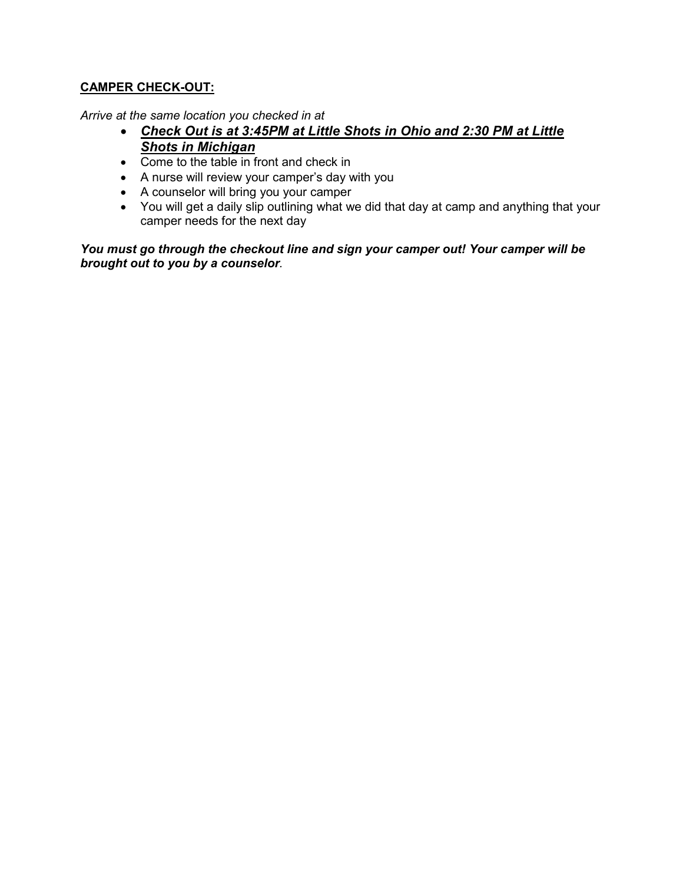## **CAMPER CHECK-OUT:**

*Arrive at the same location you checked in at*

- ***Check Out is at 3:45PM at Little Shots in Ohio and 2:30 PM at Little Shots in Michigan***
- Come to the table in front and check in
- A nurse will review your camper's day with you
- A counselor will bring you your camper
- You will get a daily slip outlining what we did that day at camp and anything that your camper needs for the next day

***You must go through the checkout line and sign your camper out! Your camper will be brought out to you by a counselor***.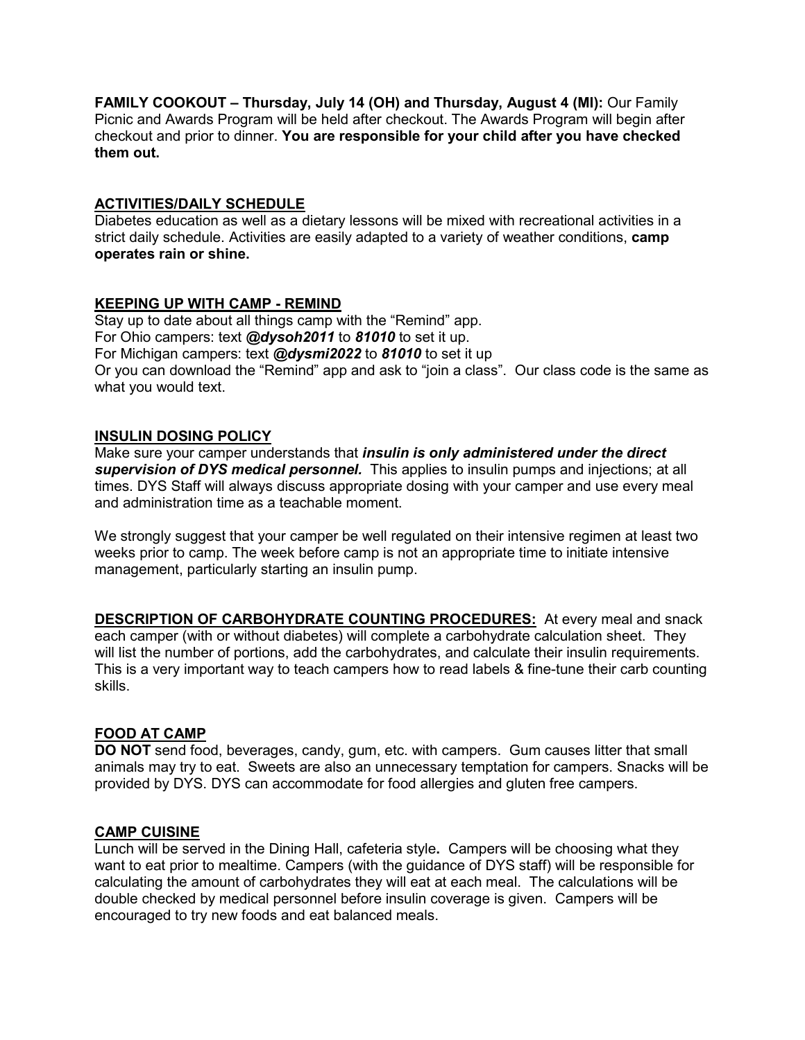**FAMILY COOKOUT – Thursday, July 14 (OH) and Thursday, August 4 (MI):** Our Family Picnic and Awards Program will be held after checkout. The Awards Program will begin after checkout and prior to dinner. **You are responsible for your child after you have checked them out.**

## ACTIVITIES/DAILY SCHEDULE

Diabetes education as well as a dietary lessons will be mixed with recreational activities in a strict daily schedule. Activities are easily adapted to a variety of weather conditions, **camp operates rain or shine.**

## KEEPING UP WITH CAMP - REMIND

Stay up to date about all things camp with the "Remind" app.
For Ohio campers: text ***@dysoh2011*** to ***81010*** to set it up.
For Michigan campers: text ***@dysmi2022*** to ***81010*** to set it up
Or you can download the "Remind" app and ask to "join a class". Our class code is the same as what you would text.

## INSULIN DOSING POLICY

Make sure your camper understands that ***insulin is only administered under the direct supervision of DYS medical personnel.*** This applies to insulin pumps and injections; at all times. DYS Staff will always discuss appropriate dosing with your camper and use every meal and administration time as a teachable moment.

We strongly suggest that your camper be well regulated on their intensive regimen at least two weeks prior to camp. The week before camp is not an appropriate time to initiate intensive management, particularly starting an insulin pump.

**DESCRIPTION OF CARBOHYDRATE COUNTING PROCEDURES:** At every meal and snack each camper (with or without diabetes) will complete a carbohydrate calculation sheet. They will list the number of portions, add the carbohydrates, and calculate their insulin requirements. This is a very important way to teach campers how to read labels & fine-tune their carb counting skills.

## FOOD AT CAMP

**DO NOT** send food, beverages, candy, gum, etc. with campers. Gum causes litter that small animals may try to eat. Sweets are also an unnecessary temptation for campers. Snacks will be provided by DYS. DYS can accommodate for food allergies and gluten free campers.

## CAMP CUISINE

Lunch will be served in the Dining Hall, cafeteria style**.** Campers will be choosing what they want to eat prior to mealtime. Campers (with the guidance of DYS staff) will be responsible for calculating the amount of carbohydrates they will eat at each meal. The calculations will be double checked by medical personnel before insulin coverage is given. Campers will be encouraged to try new foods and eat balanced meals.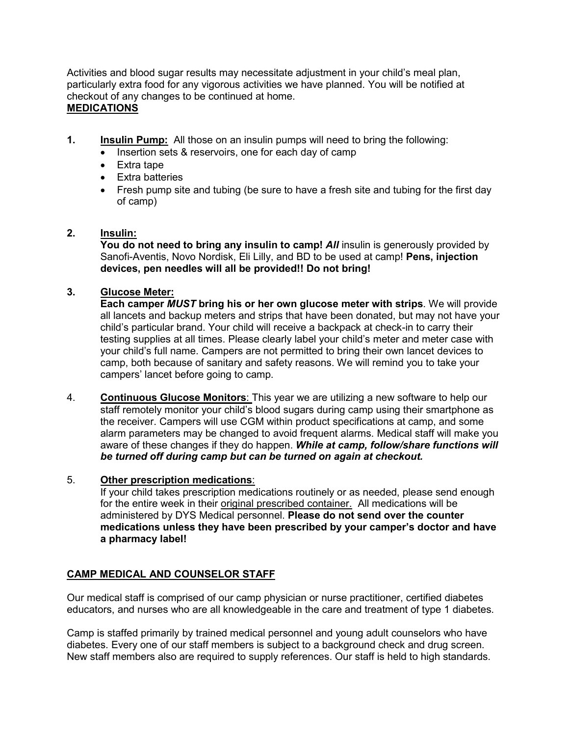Activities and blood sugar results may necessitate adjustment in your child's meal plan, particularly extra food for any vigorous activities we have planned. You will be notified at checkout of any changes to be continued at home.

## MEDICATIONS

1. **Insulin Pump:** All those on an insulin pumps will need to bring the following:
   - Insertion sets & reservoirs, one for each day of camp
   - Extra tape
   - Extra batteries
   - Fresh pump site and tubing (be sure to have a fresh site and tubing for the first day of camp)

2. **Insulin:**
   **You do not need to bring any insulin to camp!** ***All*** insulin is generously provided by Sanofi-Aventis, Novo Nordisk, Eli Lilly, and BD to be used at camp! **Pens, injection devices, pen needles will all be provided!! Do not bring!**

3. **Glucose Meter:**
   **Each camper *MUST* bring his or her own glucose meter with strips**. We will provide all lancets and backup meters and strips that have been donated, but may not have your child's particular brand. Your child will receive a backpack at check-in to carry their testing supplies at all times. Please clearly label your child's meter and meter case with your child's full name. Campers are not permitted to bring their own lancet devices to camp, both because of sanitary and safety reasons. We will remind you to take your campers' lancet before going to camp.

4. **Continuous Glucose Monitors**: This year we are utilizing a new software to help our staff remotely monitor your child's blood sugars during camp using their smartphone as the receiver. Campers will use CGM within product specifications at camp, and some alarm parameters may be changed to avoid frequent alarms. Medical staff will make you aware of these changes if they do happen. ***While at camp, follow/share functions will be turned off during camp but can be turned on again at checkout.***

5. **Other prescription medications**:
   If your child takes prescription medications routinely or as needed, please send enough for the entire week in their original prescribed container. All medications will be administered by DYS Medical personnel. **Please do not send over the counter medications unless they have been prescribed by your camper's doctor and have a pharmacy label!**

## CAMP MEDICAL AND COUNSELOR STAFF

Our medical staff is comprised of our camp physician or nurse practitioner, certified diabetes educators, and nurses who are all knowledgeable in the care and treatment of type 1 diabetes.

Camp is staffed primarily by trained medical personnel and young adult counselors who have diabetes. Every one of our staff members is subject to a background check and drug screen. New staff members also are required to supply references. Our staff is held to high standards.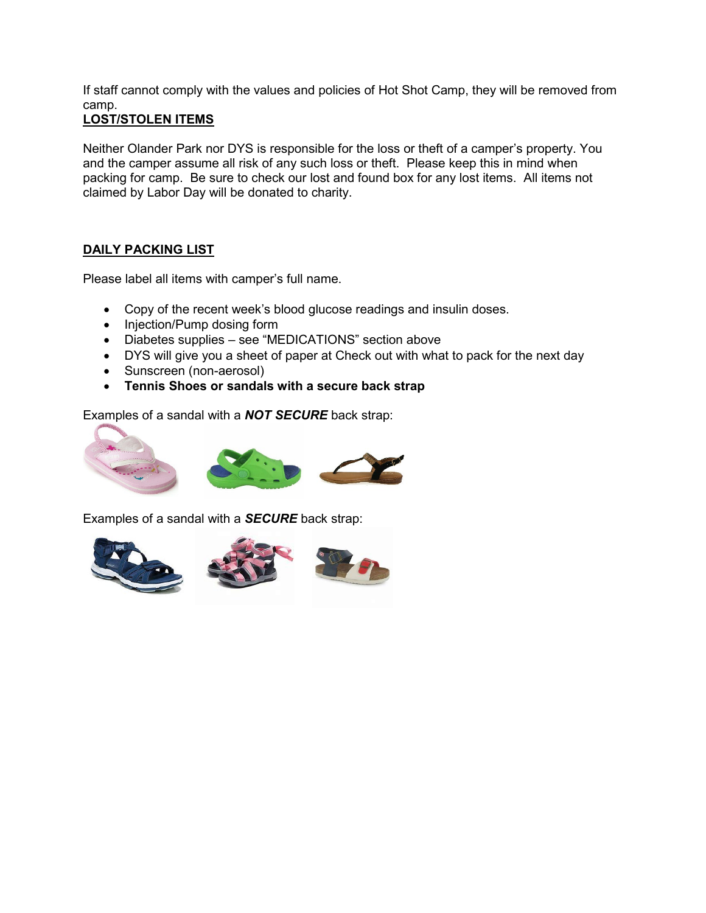If staff cannot comply with the values and policies of Hot Shot Camp, they will be removed from camp.

## LOST/STOLEN ITEMS

Neither Olander Park nor DYS is responsible for the loss or theft of a camper's property. You and the camper assume all risk of any such loss or theft. Please keep this in mind when packing for camp. Be sure to check our lost and found box for any lost items. All items not claimed by Labor Day will be donated to charity.

## DAILY PACKING LIST

Please label all items with camper's full name.

- Copy of the recent week's blood glucose readings and insulin doses.
- Injection/Pump dosing form
- Diabetes supplies – see "MEDICATIONS" section above
- DYS will give you a sheet of paper at Check out with what to pack for the next day
- Sunscreen (non-aerosol)
- **Tennis Shoes or sandals with a secure back strap**

Examples of a sandal with a ***NOT SECURE*** back strap:

Examples of a sandal with a ***SECURE*** back strap: